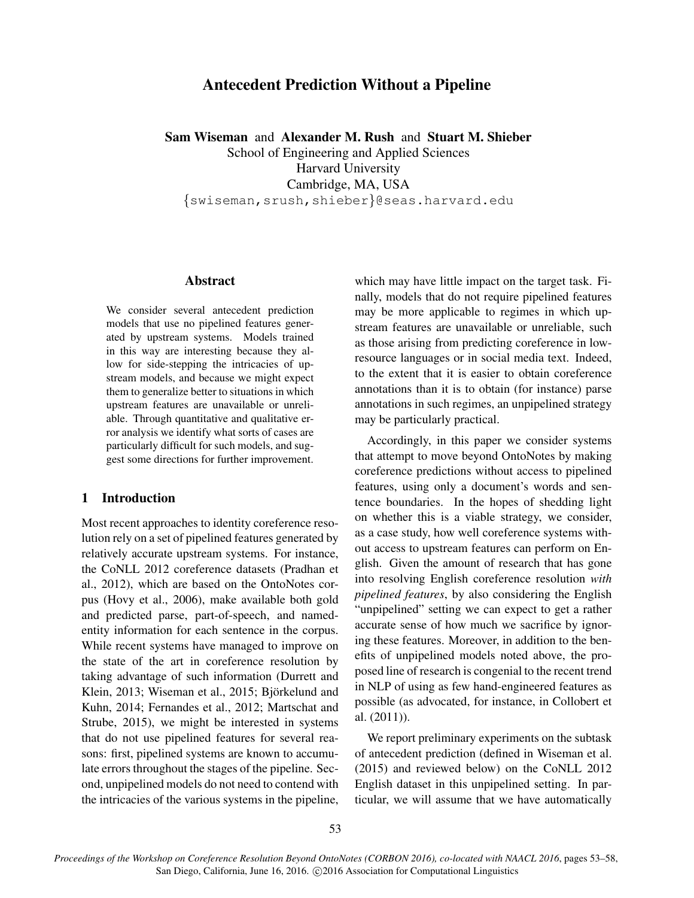# Antecedent Prediction Without a Pipeline

**Sam Wiseman** and **Alexander M. Rush** and **Stuart M. Shieber**
School of Engineering and Applied Sciences
Harvard University
Cambridge, MA, USA
{swiseman,srush,shieber}@seas.harvard.edu

## Abstract

We consider several antecedent prediction models that use no pipelined features generated by upstream systems. Models trained in this way are interesting because they allow for side-stepping the intricacies of upstream models, and because we might expect them to generalize better to situations in which upstream features are unavailable or unreliable. Through quantitative and qualitative error analysis we identify what sorts of cases are particularly difficult for such models, and suggest some directions for further improvement.

## 1 Introduction

Most recent approaches to identity coreference resolution rely on a set of pipelined features generated by relatively accurate upstream systems. For instance, the CoNLL 2012 coreference datasets (Pradhan et al., 2012), which are based on the OntoNotes corpus (Hovy et al., 2006), make available both gold and predicted parse, part-of-speech, and named-entity information for each sentence in the corpus. While recent systems have managed to improve on the state of the art in coreference resolution by taking advantage of such information (Durrett and Klein, 2013; Wiseman et al., 2015; Björkelund and Kuhn, 2014; Fernandes et al., 2012; Martschat and Strube, 2015), we might be interested in systems that do not use pipelined features for several reasons: first, pipelined systems are known to accumulate errors throughout the stages of the pipeline. Second, unpipelined models do not need to contend with the intricacies of the various systems in the pipeline, which may have little impact on the target task. Finally, models that do not require pipelined features may be more applicable to regimes in which upstream features are unavailable or unreliable, such as those arising from predicting coreference in low-resource languages or in social media text. Indeed, to the extent that it is easier to obtain coreference annotations than it is to obtain (for instance) parse annotations in such regimes, an unpipelined strategy may be particularly practical.

Accordingly, in this paper we consider systems that attempt to move beyond OntoNotes by making coreference predictions without access to pipelined features, using only a document's words and sentence boundaries. In the hopes of shedding light on whether this is a viable strategy, we consider, as a case study, how well coreference systems without access to upstream features can perform on English. Given the amount of research that has gone into resolving English coreference resolution *with pipelined features*, by also considering the English "unpipelined" setting we can expect to get a rather accurate sense of how much we sacrifice by ignoring these features. Moreover, in addition to the benefits of unpipelined models noted above, the proposed line of research is congenial to the recent trend in NLP of using as few hand-engineered features as possible (as advocated, for instance, in Collobert et al. (2011)).

We report preliminary experiments on the subtask of antecedent prediction (defined in Wiseman et al. (2015) and reviewed below) on the CoNLL 2012 English dataset in this unpipelined setting. In particular, we will assume that we have automatically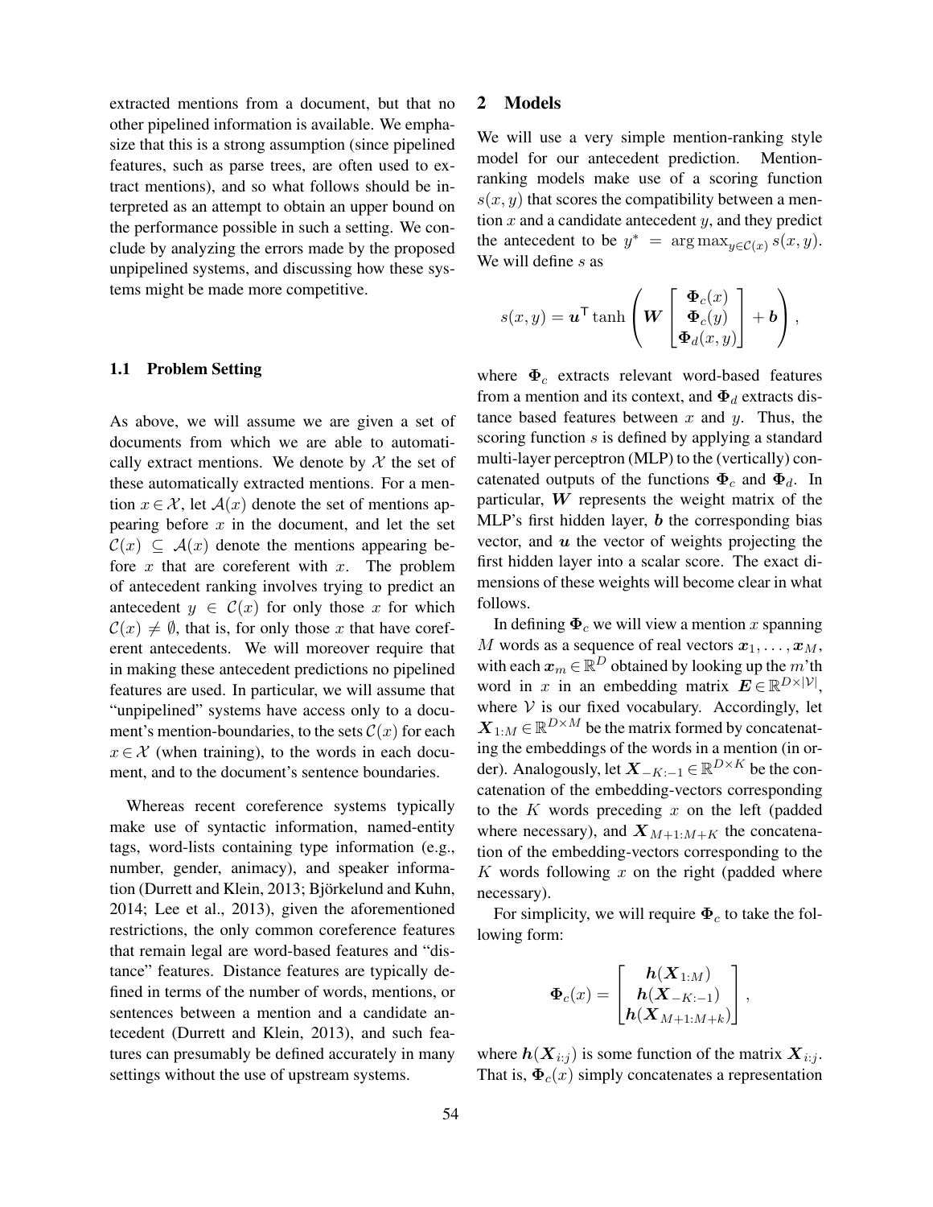extracted mentions from a document, but that no other pipelined information is available. We emphasize that this is a strong assumption (since pipelined features, such as parse trees, are often used to extract mentions), and so what follows should be interpreted as an attempt to obtain an upper bound on the performance possible in such a setting. We conclude by analyzing the errors made by the proposed unpipelined systems, and discussing how these systems might be made more competitive.

### 1.1 Problem Setting

As above, we will assume we are given a set of documents from which we are able to automatically extract mentions. We denote by $\mathcal{X}$ the set of these automatically extracted mentions. For a mention $x \in \mathcal{X}$, let $\mathcal{A}(x)$ denote the set of mentions appearing before $x$ in the document, and let the set $\mathcal{C}(x) \subseteq \mathcal{A}(x)$ denote the mentions appearing before $x$ that are coreferent with $x$. The problem of antecedent ranking involves trying to predict an antecedent $y \in \mathcal{C}(x)$ for only those $x$ for which $\mathcal{C}(x) \neq \emptyset$, that is, for only those $x$ that have coreferent antecedents. We will moreover require that in making these antecedent predictions no pipelined features are used. In particular, we will assume that "unpipelined" systems have access only to a document's mention-boundaries, to the sets $\mathcal{C}(x)$ for each $x \in \mathcal{X}$ (when training), to the words in each document, and to the document's sentence boundaries.

Whereas recent coreference systems typically make use of syntactic information, named-entity tags, word-lists containing type information (e.g., number, gender, animacy), and speaker information (Durrett and Klein, 2013; Björkelund and Kuhn, 2014; Lee et al., 2013), given the aforementioned restrictions, the only common coreference features that remain legal are word-based features and "distance" features. Distance features are typically defined in terms of the number of words, mentions, or sentences between a mention and a candidate antecedent (Durrett and Klein, 2013), and such features can presumably be defined accurately in many settings without the use of upstream systems.

## 2 Models

We will use a very simple mention-ranking style model for our antecedent prediction. Mention-ranking models make use of a scoring function $s(x, y)$ that scores the compatibility between a mention $x$ and a candidate antecedent $y$, and they predict the antecedent to be $y^* = \arg\max_{y \in \mathcal{C}(x)} s(x, y)$. We will define $s$ as

$$s(x, y) = \boldsymbol{u}^{\mathsf{T}} \tanh \left( \boldsymbol{W} \begin{bmatrix} \boldsymbol{\Phi}_c(x) \\ \boldsymbol{\Phi}_c(y) \\ \boldsymbol{\Phi}_d(x, y) \end{bmatrix} + \boldsymbol{b} \right),$$

where $\boldsymbol{\Phi}_c$ extracts relevant word-based features from a mention and its context, and $\boldsymbol{\Phi}_d$ extracts distance based features between $x$ and $y$. Thus, the scoring function $s$ is defined by applying a standard multi-layer perceptron (MLP) to the (vertically) concatenated outputs of the functions $\boldsymbol{\Phi}_c$ and $\boldsymbol{\Phi}_d$. In particular, $\boldsymbol{W}$ represents the weight matrix of the MLP's first hidden layer, $\boldsymbol{b}$ the corresponding bias vector, and $\boldsymbol{u}$ the vector of weights projecting the first hidden layer into a scalar score. The exact dimensions of these weights will become clear in what follows.

In defining $\boldsymbol{\Phi}_c$ we will view a mention $x$ spanning $M$ words as a sequence of real vectors $\boldsymbol{x}_1, \ldots, \boldsymbol{x}_M$, with each $\boldsymbol{x}_m \in \mathbb{R}^D$ obtained by looking up the $m$'th word in $x$ in an embedding matrix $\boldsymbol{E} \in \mathbb{R}^{D \times |\mathcal{V}|}$, where $\mathcal{V}$ is our fixed vocabulary. Accordingly, let $\boldsymbol{X}_{1:M} \in \mathbb{R}^{D \times M}$ be the matrix formed by concatenating the embeddings of the words in a mention (in order). Analogously, let $\boldsymbol{X}_{-K:-1} \in \mathbb{R}^{D \times K}$ be the concatenation of the embedding-vectors corresponding to the $K$ words preceding $x$ on the left (padded where necessary), and $\boldsymbol{X}_{M+1:M+K}$ the concatenation of the embedding-vectors corresponding to the $K$ words following $x$ on the right (padded where necessary).

For simplicity, we will require $\boldsymbol{\Phi}_c$ to take the following form:

$$\boldsymbol{\Phi}_c(x) = \begin{bmatrix} \boldsymbol{h}(\boldsymbol{X}_{1:M}) \\ \boldsymbol{h}(\boldsymbol{X}_{-K:-1}) \\ \boldsymbol{h}(\boldsymbol{X}_{M+1:M+k}) \end{bmatrix},$$

where $\boldsymbol{h}(\boldsymbol{X}_{i:j})$ is some function of the matrix $\boldsymbol{X}_{i:j}$. That is, $\boldsymbol{\Phi}_c(x)$ simply concatenates a representation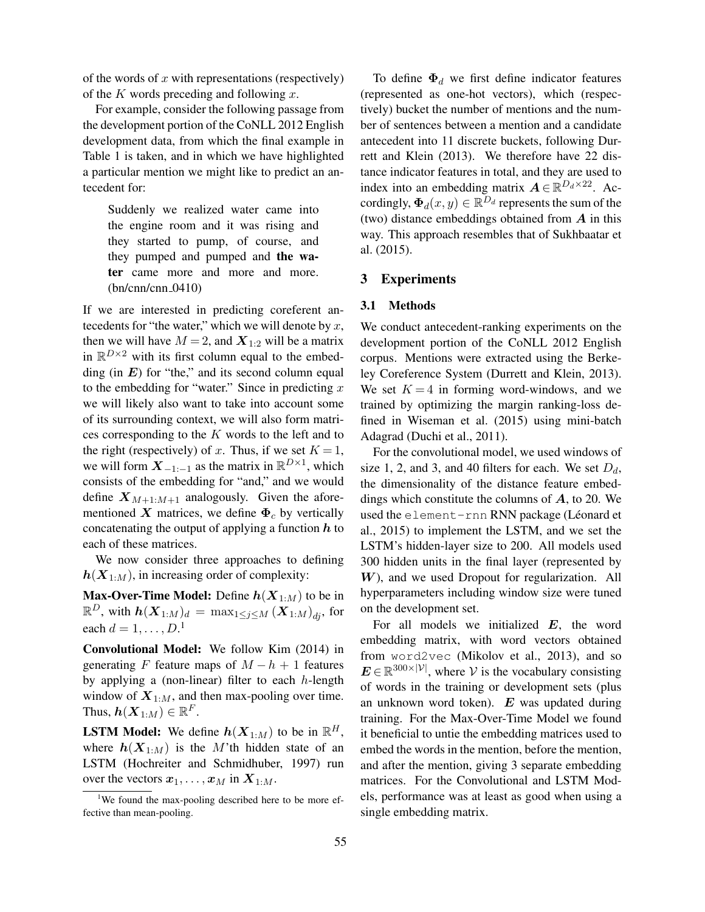of the words of $x$ with representations (respectively) of the $K$ words preceding and following $x$.

For example, consider the following passage from the development portion of the CoNLL 2012 English development data, from which the final example in Table 1 is taken, and in which we have highlighted a particular mention we might like to predict an antecedent for:

> Suddenly we realized water came into the engine room and it was rising and they started to pump, of course, and they pumped and pumped and **the water** came more and more and more. (bn/cnn/cnn_0410)

If we are interested in predicting coreferent antecedents for "the water," which we will denote by $x$, then we will have $M = 2$, and $\boldsymbol{X}_{1:2}$ will be a matrix in $\mathbb{R}^{D \times 2}$ with its first column equal to the embedding (in $\boldsymbol{E}$) for "the," and its second column equal to the embedding for "water." Since in predicting $x$ we will likely also want to take into account some of its surrounding context, we will also form matrices corresponding to the $K$ words to the left and to the right (respectively) of $x$. Thus, if we set $K = 1$, we will form $\boldsymbol{X}_{-1:-1}$ as the matrix in $\mathbb{R}^{D \times 1}$, which consists of the embedding for "and," and we would define $\boldsymbol{X}_{M+1:M+1}$ analogously. Given the aforementioned $\boldsymbol{X}$ matrices, we define $\boldsymbol{\Phi}_c$ by vertically concatenating the output of applying a function $\boldsymbol{h}$ to each of these matrices.

We now consider three approaches to defining $\boldsymbol{h}(\boldsymbol{X}_{1:M})$, in increasing order of complexity:

**Max-Over-Time Model:** Define $\boldsymbol{h}(\boldsymbol{X}_{1:M})$ to be in $\mathbb{R}^{D}$, with $\boldsymbol{h}(\boldsymbol{X}_{1:M})_d = \max_{1 \leq j \leq M} (\boldsymbol{X}_{1:M})_{dj}$, for each $d = 1, \ldots, D$.[1]

**Convolutional Model:** We follow Kim (2014) in generating $F$ feature maps of $M - h + 1$ features by applying a (non-linear) filter to each $h$-length window of $\boldsymbol{X}_{1:M}$, and then max-pooling over time. Thus, $\boldsymbol{h}(\boldsymbol{X}_{1:M}) \in \mathbb{R}^{F}$.

**LSTM Model:** We define $\boldsymbol{h}(\boldsymbol{X}_{1:M})$ to be in $\mathbb{R}^{H}$, where $\boldsymbol{h}(\boldsymbol{X}_{1:M})$ is the $M$'th hidden state of an LSTM (Hochreiter and Schmidhuber, 1997) run over the vectors $\boldsymbol{x}_1, \ldots, \boldsymbol{x}_M$ in $\boldsymbol{X}_{1:M}$.

[1] We found the max-pooling described here to be more effective than mean-pooling.

To define $\boldsymbol{\Phi}_d$ we first define indicator features (represented as one-hot vectors), which (respectively) bucket the number of mentions and the number of sentences between a mention and a candidate antecedent into 11 discrete buckets, following Durrett and Klein (2013). We therefore have 22 distance indicator features in total, and they are used to index into an embedding matrix $\boldsymbol{A} \in \mathbb{R}^{D_d \times 22}$. Accordingly, $\boldsymbol{\Phi}_d(x, y) \in \mathbb{R}^{D_d}$ represents the sum of the (two) distance embeddings obtained from $\boldsymbol{A}$ in this way. This approach resembles that of Sukhbaatar et al. (2015).

## 3 Experiments

### 3.1 Methods

We conduct antecedent-ranking experiments on the development portion of the CoNLL 2012 English corpus. Mentions were extracted using the Berkeley Coreference System (Durrett and Klein, 2013). We set $K = 4$ in forming word-windows, and we trained by optimizing the margin ranking-loss defined in Wiseman et al. (2015) using mini-batch Adagrad (Duchi et al., 2011).

For the convolutional model, we used windows of size 1, 2, and 3, and 40 filters for each. We set $D_d$, the dimensionality of the distance feature embeddings which constitute the columns of $\boldsymbol{A}$, to 20. We used the `element-rnn` RNN package (Léonard et al., 2015) to implement the LSTM, and we set the LSTM's hidden-layer size to 200. All models used 300 hidden units in the final layer (represented by $\boldsymbol{W}$), and we used Dropout for regularization. All hyperparameters including window size were tuned on the development set.

For all models we initialized $\boldsymbol{E}$, the word embedding matrix, with word vectors obtained from `word2vec` (Mikolov et al., 2013), and so $\boldsymbol{E} \in \mathbb{R}^{300 \times |\mathcal{V}|}$, where $\mathcal{V}$ is the vocabulary consisting of words in the training or development sets (plus an unknown word token). $\boldsymbol{E}$ was updated during training. For the Max-Over-Time Model we found it beneficial to untie the embedding matrices used to embed the words in the mention, before the mention, and after the mention, giving 3 separate embedding matrices. For the Convolutional and LSTM Models, performance was at least as good when using a single embedding matrix.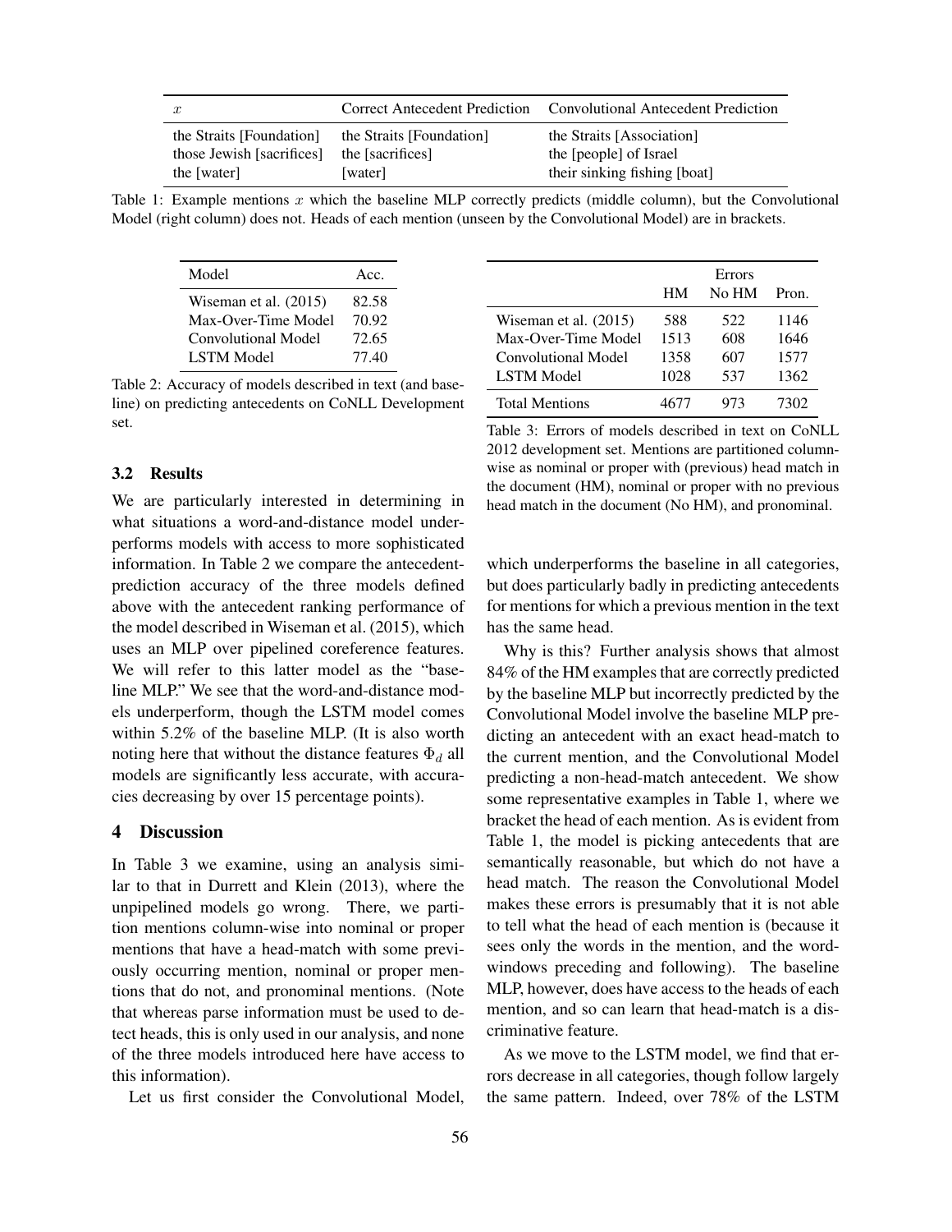| $x$ | Correct Antecedent Prediction | Convolutional Antecedent Prediction |
|---|---|---|
| the Straits [Foundation] | the Straits [Foundation] | the Straits [Association] |
| those Jewish [sacrifices] | the [sacrifices] | the [people] of Israel |
| the [water] | [water] | their sinking fishing [boat] |

Table 1: Example mentions $x$ which the baseline MLP correctly predicts (middle column), but the Convolutional Model (right column) does not. Heads of each mention (unseen by the Convolutional Model) are in brackets.

| Model | Acc. |
|---|---|
| Wiseman et al. (2015) | 82.58 |
| Max-Over-Time Model | 70.92 |
| Convolutional Model | 72.65 |
| LSTM Model | 77.40 |

Table 2: Accuracy of models described in text (and baseline) on predicting antecedents on CoNLL Development set.

### 3.2 Results

We are particularly interested in determining in what situations a word-and-distance model underperforms models with access to more sophisticated information. In Table 2 we compare the antecedent-prediction accuracy of the three models defined above with the antecedent ranking performance of the model described in Wiseman et al. (2015), which uses an MLP over pipelined coreference features. We will refer to this latter model as the "baseline MLP." We see that the word-and-distance models underperform, though the LSTM model comes within 5.2% of the baseline MLP. (It is also worth noting here that without the distance features $\Phi_d$ all models are significantly less accurate, with accuracies decreasing by over 15 percentage points).

## 4 Discussion

In Table 3 we examine, using an analysis similar to that in Durrett and Klein (2013), where the unpipelined models go wrong. There, we partition mentions column-wise into nominal or proper mentions that have a head-match with some previously occurring mention, nominal or proper mentions that do not, and pronominal mentions. (Note that whereas parse information must be used to detect heads, this is only used in our analysis, and none of the three models introduced here have access to this information).

Let us first consider the Convolutional Model,

| | Errors | | |
|---|---|---|---|
| | HM | No HM | Pron. |
| Wiseman et al. (2015) | 588 | 522 | 1146 |
| Max-Over-Time Model | 1513 | 608 | 1646 |
| Convolutional Model | 1358 | 607 | 1577 |
| LSTM Model | 1028 | 537 | 1362 |
| Total Mentions | 4677 | 973 | 7302 |

Table 3: Errors of models described in text on CoNLL 2012 development set. Mentions are partitioned column-wise as nominal or proper with (previous) head match in the document (HM), nominal or proper with no previous head match in the document (No HM), and pronominal.

which underperforms the baseline in all categories, but does particularly badly in predicting antecedents for mentions for which a previous mention in the text has the same head.

Why is this? Further analysis shows that almost 84% of the HM examples that are correctly predicted by the baseline MLP but incorrectly predicted by the Convolutional Model involve the baseline MLP predicting an antecedent with an exact head-match to the current mention, and the Convolutional Model predicting a non-head-match antecedent. We show some representative examples in Table 1, where we bracket the head of each mention. As is evident from Table 1, the model is picking antecedents that are semantically reasonable, but which do not have a head match. The reason the Convolutional Model makes these errors is presumably that it is not able to tell what the head of each mention is (because it sees only the words in the mention, and the word-windows preceding and following). The baseline MLP, however, does have access to the heads of each mention, and so can learn that head-match is a discriminative feature.

As we move to the LSTM model, we find that errors decrease in all categories, though follow largely the same pattern. Indeed, over 78% of the LSTM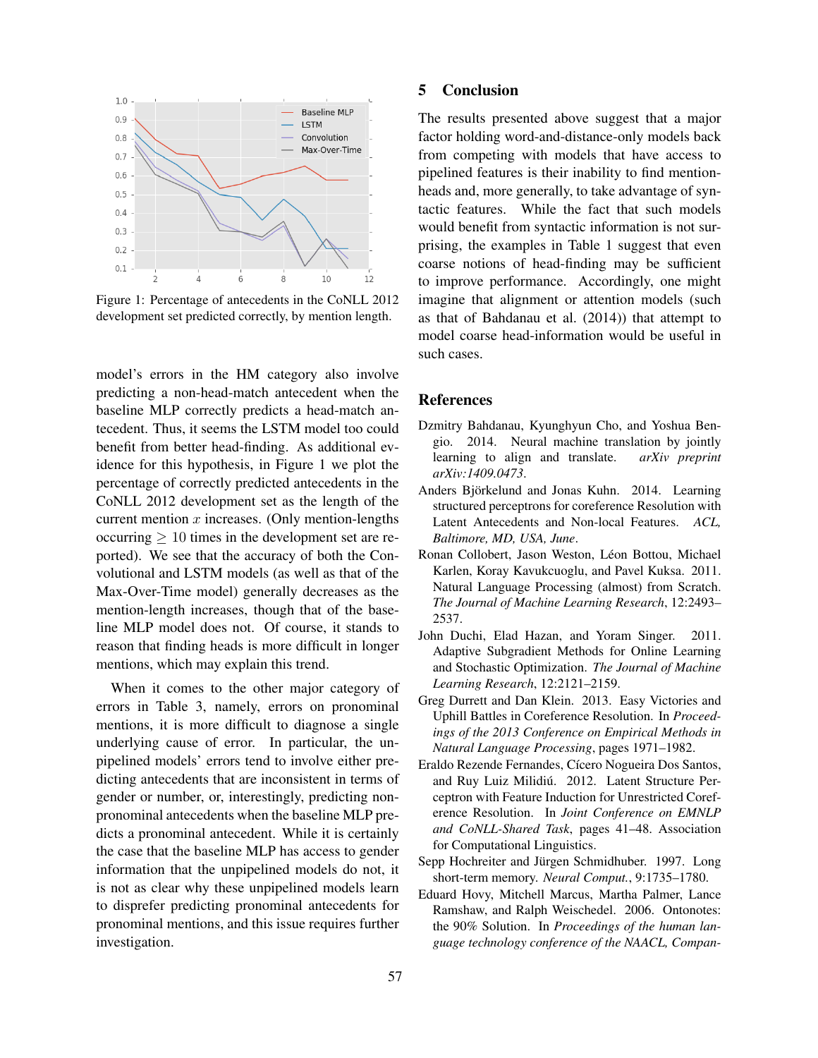Figure 1: Percentage of antecedents in the CoNLL 2012 development set predicted correctly, by mention length.

model's errors in the HM category also involve predicting a non-head-match antecedent when the baseline MLP correctly predicts a head-match antecedent. Thus, it seems the LSTM model too could benefit from better head-finding. As additional evidence for this hypothesis, in Figure 1 we plot the percentage of correctly predicted antecedents in the CoNLL 2012 development set as the length of the current mention $x$ increases. (Only mention-lengths occurring $\geq$ 10 times in the development set are reported). We see that the accuracy of both the Convolutional and LSTM models (as well as that of the Max-Over-Time model) generally decreases as the mention-length increases, though that of the baseline MLP model does not. Of course, it stands to reason that finding heads is more difficult in longer mentions, which may explain this trend.

When it comes to the other major category of errors in Table 3, namely, errors on pronominal mentions, it is more difficult to diagnose a single underlying cause of error. In particular, the unpipelined models' errors tend to involve either predicting antecedents that are inconsistent in terms of gender or number, or, interestingly, predicting non-pronominal antecedents when the baseline MLP predicts a pronominal antecedent. While it is certainly the case that the baseline MLP has access to gender information that the unpipelined models do not, it is not as clear why these unpipelined models learn to disprefer predicting pronominal antecedents for pronominal mentions, and this issue requires further investigation.

## 5 Conclusion

The results presented above suggest that a major factor holding word-and-distance-only models back from competing with models that have access to pipelined features is their inability to find mention-heads and, more generally, to take advantage of syntactic features. While the fact that such models would benefit from syntactic information is not surprising, the examples in Table 1 suggest that even coarse notions of head-finding may be sufficient to improve performance. Accordingly, one might imagine that alignment or attention models (such as that of Bahdanau et al. (2014)) that attempt to model coarse head-information would be useful in such cases.

## References

Dzmitry Bahdanau, Kyunghyun Cho, and Yoshua Bengio. 2014. Neural machine translation by jointly learning to align and translate. *arXiv preprint arXiv:1409.0473*.

Anders Björkelund and Jonas Kuhn. 2014. Learning structured perceptrons for coreference Resolution with Latent Antecedents and Non-local Features. *ACL, Baltimore, MD, USA, June*.

Ronan Collobert, Jason Weston, Léon Bottou, Michael Karlen, Koray Kavukcuoglu, and Pavel Kuksa. 2011. Natural Language Processing (almost) from Scratch. *The Journal of Machine Learning Research*, 12:2493–2537.

John Duchi, Elad Hazan, and Yoram Singer. 2011. Adaptive Subgradient Methods for Online Learning and Stochastic Optimization. *The Journal of Machine Learning Research*, 12:2121–2159.

Greg Durrett and Dan Klein. 2013. Easy Victories and Uphill Battles in Coreference Resolution. In *Proceedings of the 2013 Conference on Empirical Methods in Natural Language Processing*, pages 1971–1982.

Eraldo Rezende Fernandes, Cícero Nogueira Dos Santos, and Ruy Luiz Milidiú. 2012. Latent Structure Perceptron with Feature Induction for Unrestricted Coreference Resolution. In *Joint Conference on EMNLP and CoNLL-Shared Task*, pages 41–48. Association for Computational Linguistics.

Sepp Hochreiter and Jürgen Schmidhuber. 1997. Long short-term memory. *Neural Comput.*, 9:1735–1780.

Eduard Hovy, Mitchell Marcus, Martha Palmer, Lance Ramshaw, and Ralph Weischedel. 2006. Ontonotes: the 90% Solution. In *Proceedings of the human language technology conference of the NAACL, Compan-*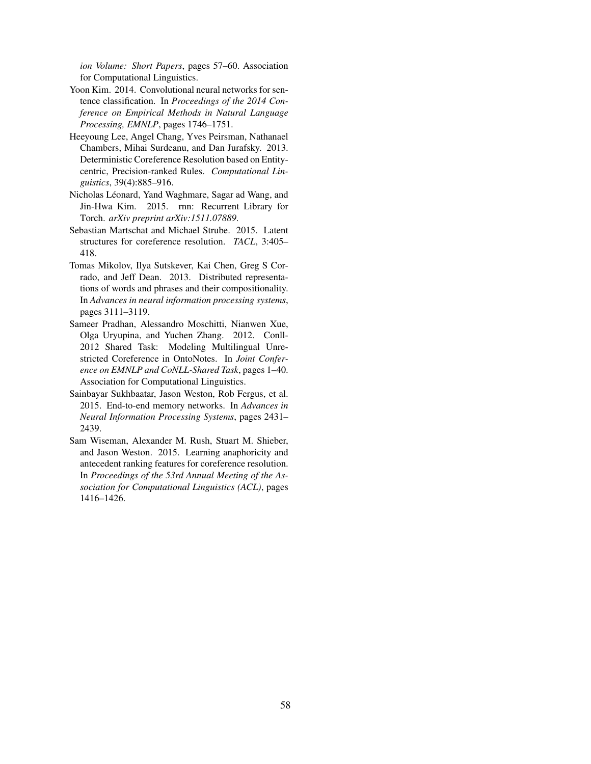*ion Volume: Short Papers*, pages 57–60. Association for Computational Linguistics.

Yoon Kim. 2014. Convolutional neural networks for sentence classification. In *Proceedings of the 2014 Conference on Empirical Methods in Natural Language Processing, EMNLP*, pages 1746–1751.

Heeyoung Lee, Angel Chang, Yves Peirsman, Nathanael Chambers, Mihai Surdeanu, and Dan Jurafsky. 2013. Deterministic Coreference Resolution based on Entity-centric, Precision-ranked Rules. *Computational Linguistics*, 39(4):885–916.

Nicholas Léonard, Yand Waghmare, Sagar ad Wang, and Jin-Hwa Kim. 2015. rnn: Recurrent Library for Torch. *arXiv preprint arXiv:1511.07889*.

Sebastian Martschat and Michael Strube. 2015. Latent structures for coreference resolution. *TACL*, 3:405–418.

Tomas Mikolov, Ilya Sutskever, Kai Chen, Greg S Corrado, and Jeff Dean. 2013. Distributed representations of words and phrases and their compositionality. In *Advances in neural information processing systems*, pages 3111–3119.

Sameer Pradhan, Alessandro Moschitti, Nianwen Xue, Olga Uryupina, and Yuchen Zhang. 2012. Conll-2012 Shared Task: Modeling Multilingual Unrestricted Coreference in OntoNotes. In *Joint Conference on EMNLP and CoNLL-Shared Task*, pages 1–40. Association for Computational Linguistics.

Sainbayar Sukhbaatar, Jason Weston, Rob Fergus, et al. 2015. End-to-end memory networks. In *Advances in Neural Information Processing Systems*, pages 2431–2439.

Sam Wiseman, Alexander M. Rush, Stuart M. Shieber, and Jason Weston. 2015. Learning anaphoricity and antecedent ranking features for coreference resolution. In *Proceedings of the 53rd Annual Meeting of the Association for Computational Linguistics (ACL)*, pages 1416–1426.